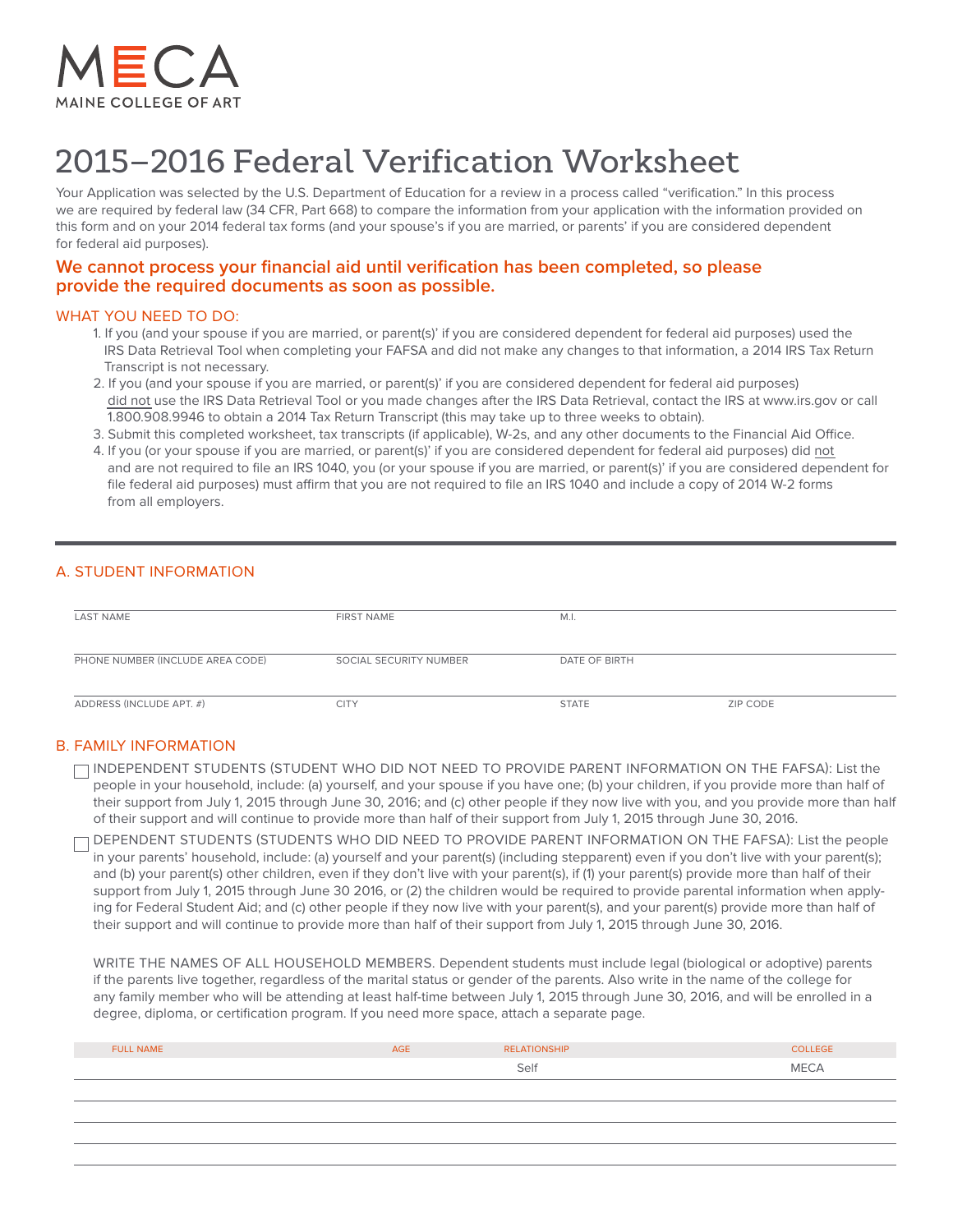MECA

MAINE COLLEGE OF ART

# 2015–2016 Federal Verification Worksheet

Your Application was selected by the U.S. Department of Education for a review in a process called "verification." In this process we are required by federal law (34 CFR, Part 668) to compare the information from your application with the information provided on this form and on your 2014 federal tax forms (and your spouse's if you are married, or parents' if you are considered dependent for federal aid purposes).

**We cannot process your financial aid until verification has been completed, so please provide the required documents as soon as possible.**

## WHAT YOU NEED TO DO:

1. If you (and your spouse if you are married, or parent(s)' if you are considered dependent for federal aid purposes) used the IRS Data Retrieval Tool when completing your FAFSA and did not make any changes to that information, a 2014 IRS Tax Return Transcript is not necessary.
2. If you (and your spouse if you are married, or parent(s)' if you are considered dependent for federal aid purposes) did not use the IRS Data Retrieval Tool or you made changes after the IRS Data Retrieval, contact the IRS at www.irs.gov or call 1.800.908.9946 to obtain a 2014 Tax Return Transcript (this may take up to three weeks to obtain).
3. Submit this completed worksheet, tax transcripts (if applicable), W-2s, and any other documents to the Financial Aid Office.
4. If you (or your spouse if you are married, or parent(s)' if you are considered dependent for federal aid purposes) did not and are not required to file an IRS 1040, you (or your spouse if you are married, or parent(s)' if you are considered dependent for file federal aid purposes) must affirm that you are not required to file an IRS 1040 and include a copy of 2014 W-2 forms from all employers.

## A. STUDENT INFORMATION

| LAST NAME | FIRST NAME | M.I. | |
|---|---|---|---|
| PHONE NUMBER (INCLUDE AREA CODE) | SOCIAL SECURITY NUMBER | DATE OF BIRTH | |
| ADDRESS (INCLUDE APT. #) | CITY | STATE | ZIP CODE |

## B. FAMILY INFORMATION

☐ INDEPENDENT STUDENTS (STUDENT WHO DID NOT NEED TO PROVIDE PARENT INFORMATION ON THE FAFSA): List the people in your household, include: (a) yourself, and your spouse if you have one; (b) your children, if you provide more than half of their support from July 1, 2015 through June 30, 2016; and (c) other people if they now live with you, and you provide more than half of their support and will continue to provide more than half of their support from July 1, 2015 through June 30, 2016.

☐ DEPENDENT STUDENTS (STUDENTS WHO DID NEED TO PROVIDE PARENT INFORMATION ON THE FAFSA): List the people in your parents' household, include: (a) yourself and your parent(s) (including stepparent) even if you don't live with your parent(s); and (b) your parent(s) other children, even if they don't live with your parent(s), if (1) your parent(s) provide more than half of their support from July 1, 2015 through June 30 2016, or (2) the children would be required to provide parental information when applying for Federal Student Aid; and (c) other people if they now live with your parent(s), and your parent(s) provide more than half of their support and will continue to provide more than half of their support from July 1, 2015 through June 30, 2016.

WRITE THE NAMES OF ALL HOUSEHOLD MEMBERS. Dependent students must include legal (biological or adoptive) parents if the parents live together, regardless of the marital status or gender of the parents. Also write in the name of the college for any family member who will be attending at least half-time between July 1, 2015 through June 30, 2016, and will be enrolled in a degree, diploma, or certification program. If you need more space, attach a separate page.

| FULL NAME | AGE | RELATIONSHIP | COLLEGE |
|---|---|---|---|
| | | Self | MECA |
| | | | |
| | | | |
| | | | |
| | | | |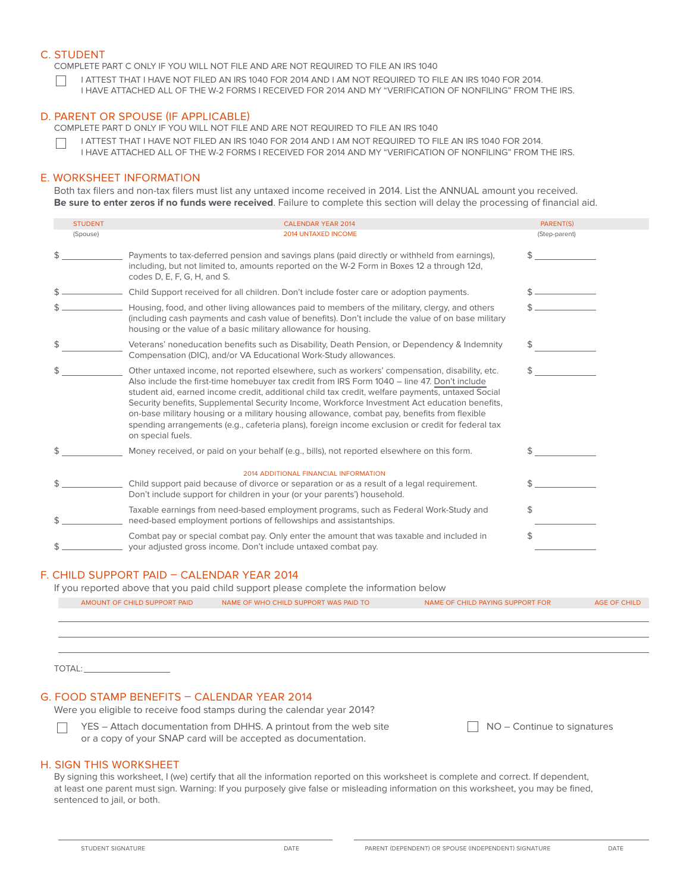## C. STUDENT

COMPLETE PART C ONLY IF YOU WILL NOT FILE AND ARE NOT REQUIRED TO FILE AN IRS 1040

☐ I ATTEST THAT I HAVE NOT FILED AN IRS 1040 FOR 2014 AND I AM NOT REQUIRED TO FILE AN IRS 1040 FOR 2014. I HAVE ATTACHED ALL OF THE W-2 FORMS I RECEIVED FOR 2014 AND MY "VERIFICATION OF NONFILING" FROM THE IRS.

## D. PARENT OR SPOUSE (IF APPLICABLE)

COMPLETE PART D ONLY IF YOU WILL NOT FILE AND ARE NOT REQUIRED TO FILE AN IRS 1040

☐ I ATTEST THAT I HAVE NOT FILED AN IRS 1040 FOR 2014 AND I AM NOT REQUIRED TO FILE AN IRS 1040 FOR 2014. I HAVE ATTACHED ALL OF THE W-2 FORMS I RECEIVED FOR 2014 AND MY "VERIFICATION OF NONFILING" FROM THE IRS.

## E. WORKSHEET INFORMATION

Both tax filers and non-tax filers must list any untaxed income received in 2014. List the ANNUAL amount you received. **Be sure to enter zeros if no funds were received**. Failure to complete this section will delay the processing of financial aid.

| STUDENT (Spouse) | CALENDAR YEAR 2014<br>2014 UNTAXED INCOME | PARENT(S) (Step-parent) |
|---|---|---|
| $ ______ | Payments to tax-deferred pension and savings plans (paid directly or withheld from earnings), including, but not limited to, amounts reported on the W-2 Form in Boxes 12 a through 12d, codes D, E, F, G, H, and S. | $ ______ |
| $ ______ | Child Support received for all children. Don't include foster care or adoption payments. | $ ______ |
| $ ______ | Housing, food, and other living allowances paid to members of the military, clergy, and others (including cash payments and cash value of benefits). Don't include the value of on base military housing or the value of a basic military allowance for housing. | $ ______ |
| $ ______ | Veterans' noneducation benefits such as Disability, Death Pension, or Dependency & Indemnity Compensation (DIC), and/or VA Educational Work-Study allowances. | $ ______ |
| $ ______ | Other untaxed income, not reported elsewhere, such as workers' compensation, disability, etc. Also include the first-time homebuyer tax credit from IRS Form 1040 – line 47. Don't include student aid, earned income credit, additional child tax credit, welfare payments, untaxed Social Security benefits, Supplemental Security Income, Workforce Investment Act education benefits, on-base military housing or a military housing allowance, combat pay, benefits from flexible spending arrangements (e.g., cafeteria plans), foreign income exclusion or credit for federal tax on special fuels. | $ ______ |
| $ ______ | Money received, or paid on your behalf (e.g., bills), not reported elsewhere on this form. | $ ______ |
| | 2014 ADDITIONAL FINANCIAL INFORMATION | |
| $ ______ | Child support paid because of divorce or separation or as a result of a legal requirement. Don't include support for children in your (or your parents') household. | $ ______ |
| $ ______ | Taxable earnings from need-based employment programs, such as Federal Work-Study and need-based employment portions of fellowships and assistantships. | $ ______ |
| $ ______ | Combat pay or special combat pay. Only enter the amount that was taxable and included in your adjusted gross income. Don't include untaxed combat pay. | $ ______ |

## F. CHILD SUPPORT PAID – CALENDAR YEAR 2014

If you reported above that you paid child support please complete the information below

| AMOUNT OF CHILD SUPPORT PAID | NAME OF WHO CHILD SUPPORT WAS PAID TO | NAME OF CHILD PAYING SUPPORT FOR | AGE OF CHILD |
|---|---|---|---|
| | | | |
| | | | |
| | | | |

TOTAL: ____________

## G. FOOD STAMP BENEFITS – CALENDAR YEAR 2014

Were you eligible to receive food stamps during the calendar year 2014?

☐ YES – Attach documentation from DHHS. A printout from the web site or a copy of your SNAP card will be accepted as documentation.

☐ NO – Continue to signatures

## H. SIGN THIS WORKSHEET

By signing this worksheet, I (we) certify that all the information reported on this worksheet is complete and correct. If dependent, at least one parent must sign. Warning: If you purposely give false or misleading information on this worksheet, you may be fined, sentenced to jail, or both.

| | | | |
|---|---|---|---|
| STUDENT SIGNATURE | DATE | PARENT (DEPENDENT) OR SPOUSE (INDEPENDENT) SIGNATURE | DATE |